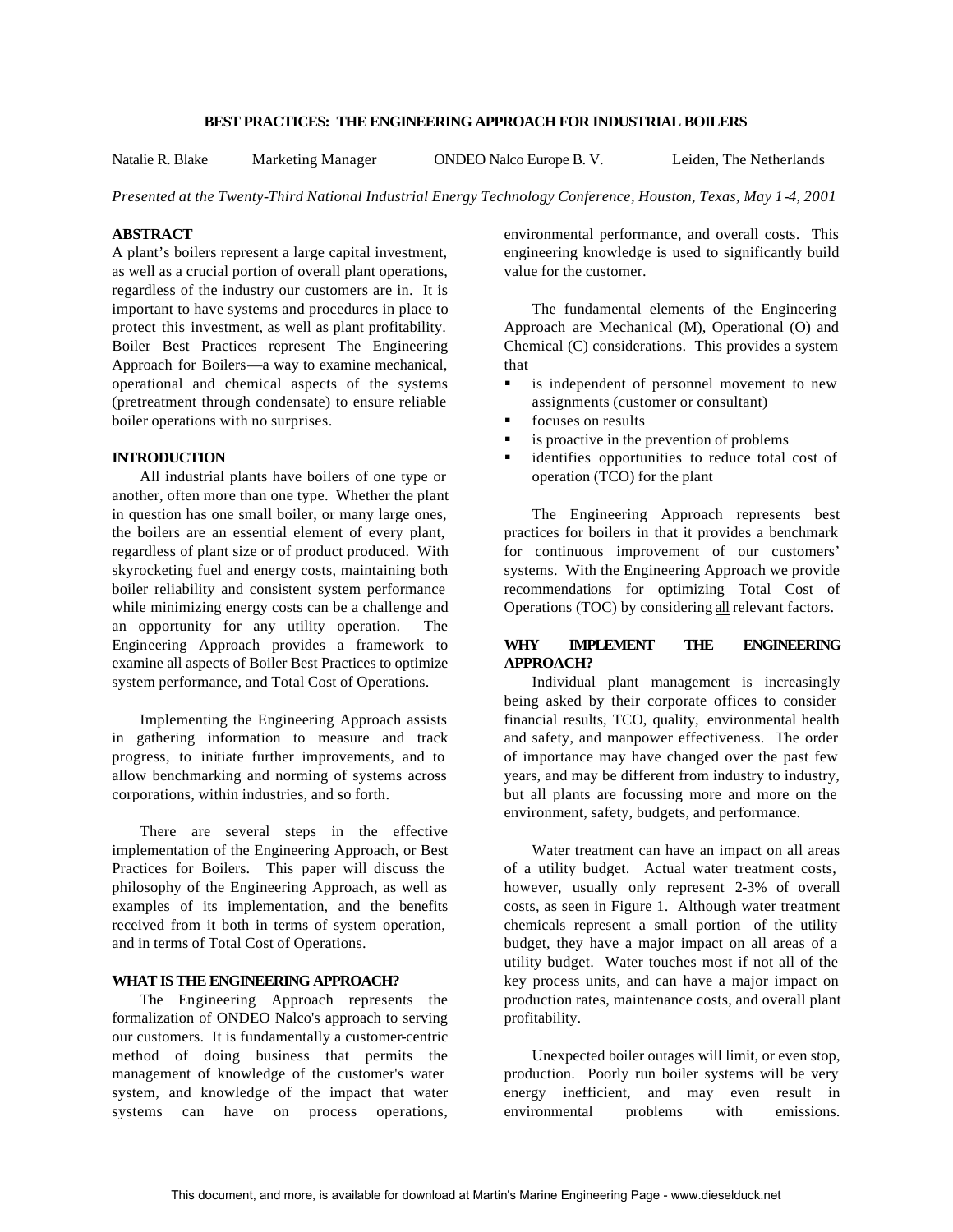# BEST PRACTICES: THE ENGINEERING APPROACH FOR INDUSTRIAL BOILERS

Natalie R. Blake   Marketing Manager   ONDEO Nalco Europe B. V.   Leiden, The Netherlands

*Presented at the Twenty-Third National Industrial Energy Technology Conference, Houston, Texas, May 1-4, 2001*

## ABSTRACT

A plant's boilers represent a large capital investment, as well as a crucial portion of overall plant operations, regardless of the industry our customers are in. It is important to have systems and procedures in place to protect this investment, as well as plant profitability. Boiler Best Practices represent The Engineering Approach for Boilers—a way to examine mechanical, operational and chemical aspects of the systems (pretreatment through condensate) to ensure reliable boiler operations with no surprises.

## INTRODUCTION

All industrial plants have boilers of one type or another, often more than one type. Whether the plant in question has one small boiler, or many large ones, the boilers are an essential element of every plant, regardless of plant size or of product produced. With skyrocketing fuel and energy costs, maintaining both boiler reliability and consistent system performance while minimizing energy costs can be a challenge and an opportunity for any utility operation. The Engineering Approach provides a framework to examine all aspects of Boiler Best Practices to optimize system performance, and Total Cost of Operations.

Implementing the Engineering Approach assists in gathering information to measure and track progress, to initiate further improvements, and to allow benchmarking and norming of systems across corporations, within industries, and so forth.

There are several steps in the effective implementation of the Engineering Approach, or Best Practices for Boilers. This paper will discuss the philosophy of the Engineering Approach, as well as examples of its implementation, and the benefits received from it both in terms of system operation, and in terms of Total Cost of Operations.

## WHAT IS THE ENGINEERING APPROACH?

The Engineering Approach represents the formalization of ONDEO Nalco's approach to serving our customers. It is fundamentally a customer-centric method of doing business that permits the management of knowledge of the customer's water system, and knowledge of the impact that water systems can have on process operations, environmental performance, and overall costs. This engineering knowledge is used to significantly build value for the customer.

The fundamental elements of the Engineering Approach are Mechanical (M), Operational (O) and Chemical (C) considerations. This provides a system that

- is independent of personnel movement to new assignments (customer or consultant)
- focuses on results
- is proactive in the prevention of problems
- identifies opportunities to reduce total cost of operation (TCO) for the plant

The Engineering Approach represents best practices for boilers in that it provides a benchmark for continuous improvement of our customers' systems. With the Engineering Approach we provide recommendations for optimizing Total Cost of Operations (TOC) by considering <u>all</u> relevant factors.

## WHY IMPLEMENT THE ENGINEERING APPROACH?

Individual plant management is increasingly being asked by their corporate offices to consider financial results, TCO, quality, environmental health and safety, and manpower effectiveness. The order of importance may have changed over the past few years, and may be different from industry to industry, but all plants are focussing more and more on the environment, safety, budgets, and performance.

Water treatment can have an impact on all areas of a utility budget. Actual water treatment costs, however, usually only represent 2-3% of overall costs, as seen in Figure 1. Although water treatment chemicals represent a small portion of the utility budget, they have a major impact on all areas of a utility budget. Water touches most if not all of the key process units, and can have a major impact on production rates, maintenance costs, and overall plant profitability.

Unexpected boiler outages will limit, or even stop, production. Poorly run boiler systems will be very energy inefficient, and may even result in environmental problems with emissions.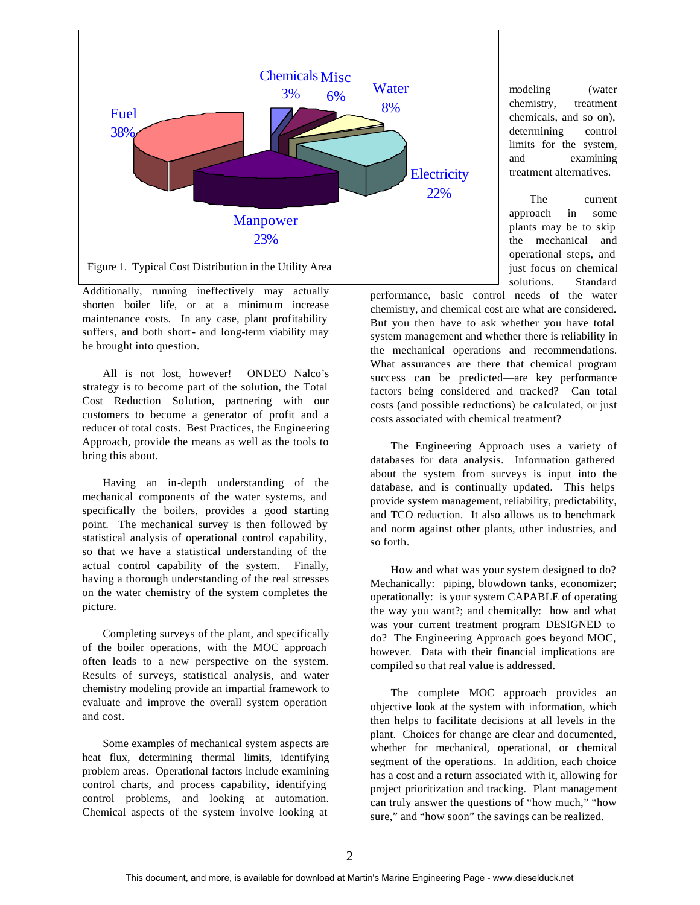Figure 1. Typical Cost Distribution in the Utility Area

Additionally, running ineffectively may actually shorten boiler life, or at a minimum increase maintenance costs. In any case, plant profitability suffers, and both short- and long-term viability may be brought into question.

All is not lost, however! ONDEO Nalco's strategy is to become part of the solution, the Total Cost Reduction Solution, partnering with our customers to become a generator of profit and a reducer of total costs. Best Practices, the Engineering Approach, provide the means as well as the tools to bring this about.

Having an in-depth understanding of the mechanical components of the water systems, and specifically the boilers, provides a good starting point. The mechanical survey is then followed by statistical analysis of operational control capability, so that we have a statistical understanding of the actual control capability of the system. Finally, having a thorough understanding of the real stresses on the water chemistry of the system completes the picture.

Completing surveys of the plant, and specifically of the boiler operations, with the MOC approach often leads to a new perspective on the system. Results of surveys, statistical analysis, and water chemistry modeling provide an impartial framework to evaluate and improve the overall system operation and cost.

Some examples of mechanical system aspects are heat flux, determining thermal limits, identifying problem areas. Operational factors include examining control charts, and process capability, identifying control problems, and looking at automation. Chemical aspects of the system involve looking at modeling (water chemistry, treatment chemicals, and so on), determining control limits for the system, and examining treatment alternatives.

The current approach in some plants may be to skip the mechanical and operational steps, and just focus on chemical solutions. Standard performance, basic control needs of the water chemistry, and chemical cost are what are considered. But you then have to ask whether you have total system management and whether there is reliability in the mechanical operations and recommendations. What assurances are there that chemical program success can be predicted—are key performance factors being considered and tracked? Can total costs (and possible reductions) be calculated, or just costs associated with chemical treatment?

The Engineering Approach uses a variety of databases for data analysis. Information gathered about the system from surveys is input into the database, and is continually updated. This helps provide system management, reliability, predictability, and TCO reduction. It also allows us to benchmark and norm against other plants, other industries, and so forth.

How and what was your system designed to do? Mechanically: piping, blowdown tanks, economizer; operationally: is your system CAPABLE of operating the way you want?; and chemically: how and what was your current treatment program DESIGNED to do? The Engineering Approach goes beyond MOC, however. Data with their financial implications are compiled so that real value is addressed.

The complete MOC approach provides an objective look at the system with information, which then helps to facilitate decisions at all levels in the plant. Choices for change are clear and documented, whether for mechanical, operational, or chemical segment of the operations. In addition, each choice has a cost and a return associated with it, allowing for project prioritization and tracking. Plant management can truly answer the questions of "how much," "how sure," and "how soon" the savings can be realized.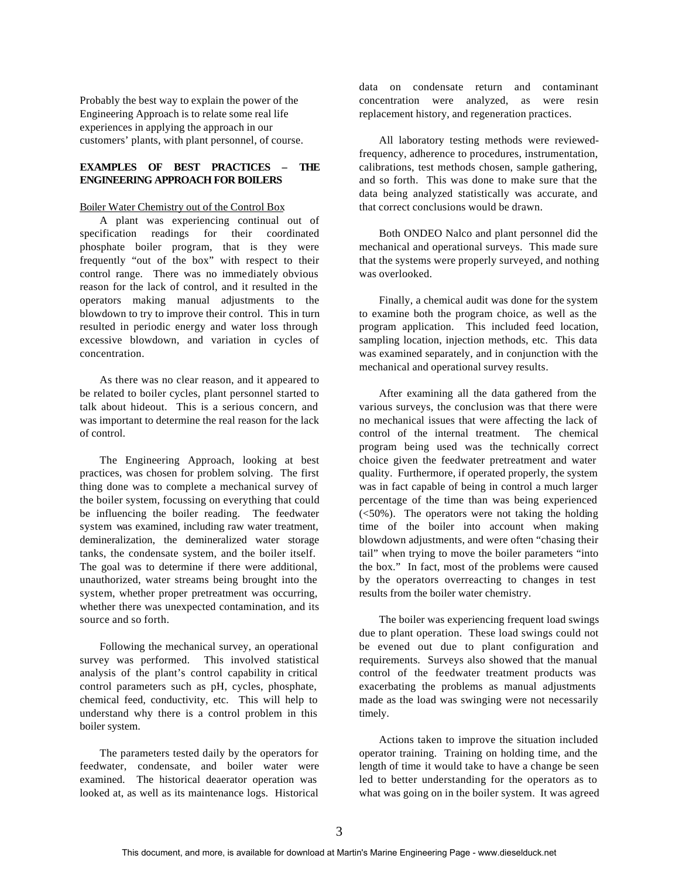Probably the best way to explain the power of the Engineering Approach is to relate some real life experiences in applying the approach in our customers' plants, with plant personnel, of course.

## EXAMPLES OF BEST PRACTICES – THE ENGINEERING APPROACH FOR BOILERS

### Boiler Water Chemistry out of the Control Box

A plant was experiencing continual out of specification readings for their coordinated phosphate boiler program, that is they were frequently "out of the box" with respect to their control range. There was no immediately obvious reason for the lack of control, and it resulted in the operators making manual adjustments to the blowdown to try to improve their control. This in turn resulted in periodic energy and water loss through excessive blowdown, and variation in cycles of concentration.

As there was no clear reason, and it appeared to be related to boiler cycles, plant personnel started to talk about hideout. This is a serious concern, and was important to determine the real reason for the lack of control.

The Engineering Approach, looking at best practices, was chosen for problem solving. The first thing done was to complete a mechanical survey of the boiler system, focussing on everything that could be influencing the boiler reading. The feedwater system was examined, including raw water treatment, demineralization, the demineralized water storage tanks, the condensate system, and the boiler itself. The goal was to determine if there were additional, unauthorized, water streams being brought into the system, whether proper pretreatment was occurring, whether there was unexpected contamination, and its source and so forth.

Following the mechanical survey, an operational survey was performed. This involved statistical analysis of the plant's control capability in critical control parameters such as pH, cycles, phosphate, chemical feed, conductivity, etc. This will help to understand why there is a control problem in this boiler system.

The parameters tested daily by the operators for feedwater, condensate, and boiler water were examined. The historical deaerator operation was looked at, as well as its maintenance logs. Historical data on condensate return and contaminant concentration were analyzed, as were resin replacement history, and regeneration practices.

All laboratory testing methods were reviewed-frequency, adherence to procedures, instrumentation, calibrations, test methods chosen, sample gathering, and so forth. This was done to make sure that the data being analyzed statistically was accurate, and that correct conclusions would be drawn.

Both ONDEO Nalco and plant personnel did the mechanical and operational surveys. This made sure that the systems were properly surveyed, and nothing was overlooked.

Finally, a chemical audit was done for the system to examine both the program choice, as well as the program application. This included feed location, sampling location, injection methods, etc. This data was examined separately, and in conjunction with the mechanical and operational survey results.

After examining all the data gathered from the various surveys, the conclusion was that there were no mechanical issues that were affecting the lack of control of the internal treatment. The chemical program being used was the technically correct choice given the feedwater pretreatment and water quality. Furthermore, if operated properly, the system was in fact capable of being in control a much larger percentage of the time than was being experienced (<50%). The operators were not taking the holding time of the boiler into account when making blowdown adjustments, and were often "chasing their tail" when trying to move the boiler parameters "into the box." In fact, most of the problems were caused by the operators overreacting to changes in test results from the boiler water chemistry.

The boiler was experiencing frequent load swings due to plant operation. These load swings could not be evened out due to plant configuration and requirements. Surveys also showed that the manual control of the feedwater treatment products was exacerbating the problems as manual adjustments made as the load was swinging were not necessarily timely.

Actions taken to improve the situation included operator training. Training on holding time, and the length of time it would take to have a change be seen led to better understanding for the operators as to what was going on in the boiler system. It was agreed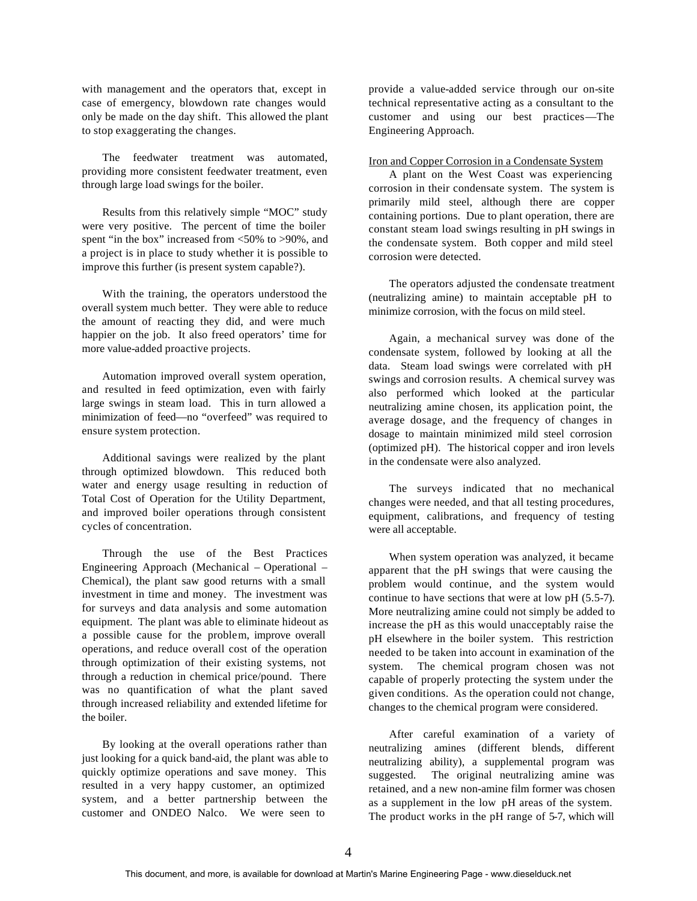with management and the operators that, except in case of emergency, blowdown rate changes would only be made on the day shift. This allowed the plant to stop exaggerating the changes.

The feedwater treatment was automated, providing more consistent feedwater treatment, even through large load swings for the boiler.

Results from this relatively simple "MOC" study were very positive. The percent of time the boiler spent "in the box" increased from <50% to >90%, and a project is in place to study whether it is possible to improve this further (is present system capable?).

With the training, the operators understood the overall system much better. They were able to reduce the amount of reacting they did, and were much happier on the job. It also freed operators' time for more value-added proactive projects.

Automation improved overall system operation, and resulted in feed optimization, even with fairly large swings in steam load. This in turn allowed a minimization of feed—no "overfeed" was required to ensure system protection.

Additional savings were realized by the plant through optimized blowdown. This reduced both water and energy usage resulting in reduction of Total Cost of Operation for the Utility Department, and improved boiler operations through consistent cycles of concentration.

Through the use of the Best Practices Engineering Approach (Mechanical – Operational – Chemical), the plant saw good returns with a small investment in time and money. The investment was for surveys and data analysis and some automation equipment. The plant was able to eliminate hideout as a possible cause for the problem, improve overall operations, and reduce overall cost of the operation through optimization of their existing systems, not through a reduction in chemical price/pound. There was no quantification of what the plant saved through increased reliability and extended lifetime for the boiler.

By looking at the overall operations rather than just looking for a quick band-aid, the plant was able to quickly optimize operations and save money. This resulted in a very happy customer, an optimized system, and a better partnership between the customer and ONDEO Nalco. We were seen to provide a value-added service through our on-site technical representative acting as a consultant to the customer and using our best practices—The Engineering Approach.

Iron and Copper Corrosion in a Condensate System

A plant on the West Coast was experiencing corrosion in their condensate system. The system is primarily mild steel, although there are copper containing portions. Due to plant operation, there are constant steam load swings resulting in pH swings in the condensate system. Both copper and mild steel corrosion were detected.

The operators adjusted the condensate treatment (neutralizing amine) to maintain acceptable pH to minimize corrosion, with the focus on mild steel.

Again, a mechanical survey was done of the condensate system, followed by looking at all the data. Steam load swings were correlated with pH swings and corrosion results. A chemical survey was also performed which looked at the particular neutralizing amine chosen, its application point, the average dosage, and the frequency of changes in dosage to maintain minimized mild steel corrosion (optimized pH). The historical copper and iron levels in the condensate were also analyzed.

The surveys indicated that no mechanical changes were needed, and that all testing procedures, equipment, calibrations, and frequency of testing were all acceptable.

When system operation was analyzed, it became apparent that the pH swings that were causing the problem would continue, and the system would continue to have sections that were at low pH (5.5-7). More neutralizing amine could not simply be added to increase the pH as this would unacceptably raise the pH elsewhere in the boiler system. This restriction needed to be taken into account in examination of the system. The chemical program chosen was not capable of properly protecting the system under the given conditions. As the operation could not change, changes to the chemical program were considered.

After careful examination of a variety of neutralizing amines (different blends, different neutralizing ability), a supplemental program was suggested. The original neutralizing amine was retained, and a new non-amine film former was chosen as a supplement in the low pH areas of the system. The product works in the pH range of 5-7, which will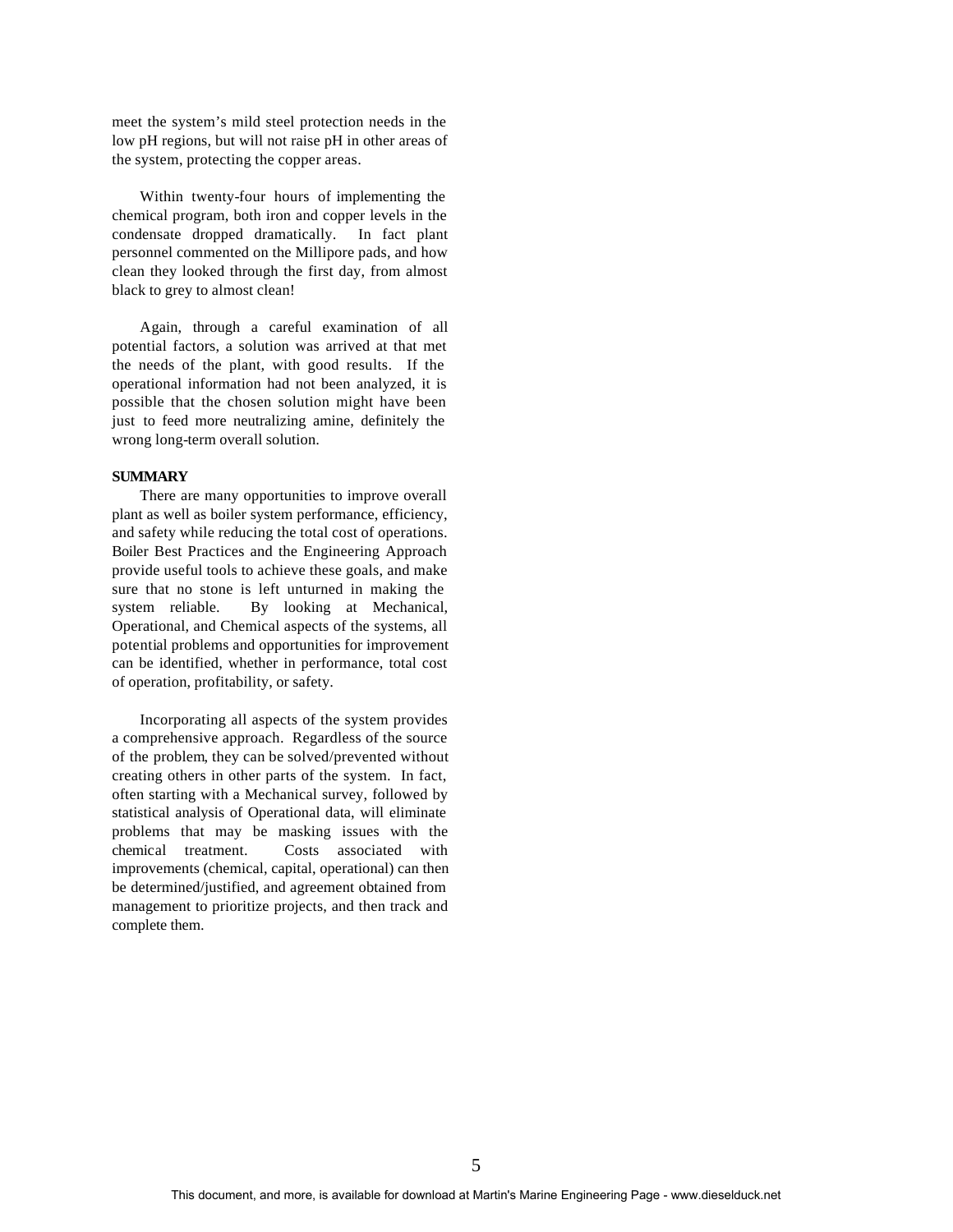meet the system's mild steel protection needs in the low pH regions, but will not raise pH in other areas of the system, protecting the copper areas.

Within twenty-four hours of implementing the chemical program, both iron and copper levels in the condensate dropped dramatically. In fact plant personnel commented on the Millipore pads, and how clean they looked through the first day, from almost black to grey to almost clean!

Again, through a careful examination of all potential factors, a solution was arrived at that met the needs of the plant, with good results. If the operational information had not been analyzed, it is possible that the chosen solution might have been just to feed more neutralizing amine, definitely the wrong long-term overall solution.

## SUMMARY

There are many opportunities to improve overall plant as well as boiler system performance, efficiency, and safety while reducing the total cost of operations. Boiler Best Practices and the Engineering Approach provide useful tools to achieve these goals, and make sure that no stone is left unturned in making the system reliable. By looking at Mechanical, Operational, and Chemical aspects of the systems, all potential problems and opportunities for improvement can be identified, whether in performance, total cost of operation, profitability, or safety.

Incorporating all aspects of the system provides a comprehensive approach. Regardless of the source of the problem, they can be solved/prevented without creating others in other parts of the system. In fact, often starting with a Mechanical survey, followed by statistical analysis of Operational data, will eliminate problems that may be masking issues with the chemical treatment. Costs associated with improvements (chemical, capital, operational) can then be determined/justified, and agreement obtained from management to prioritize projects, and then track and complete them.